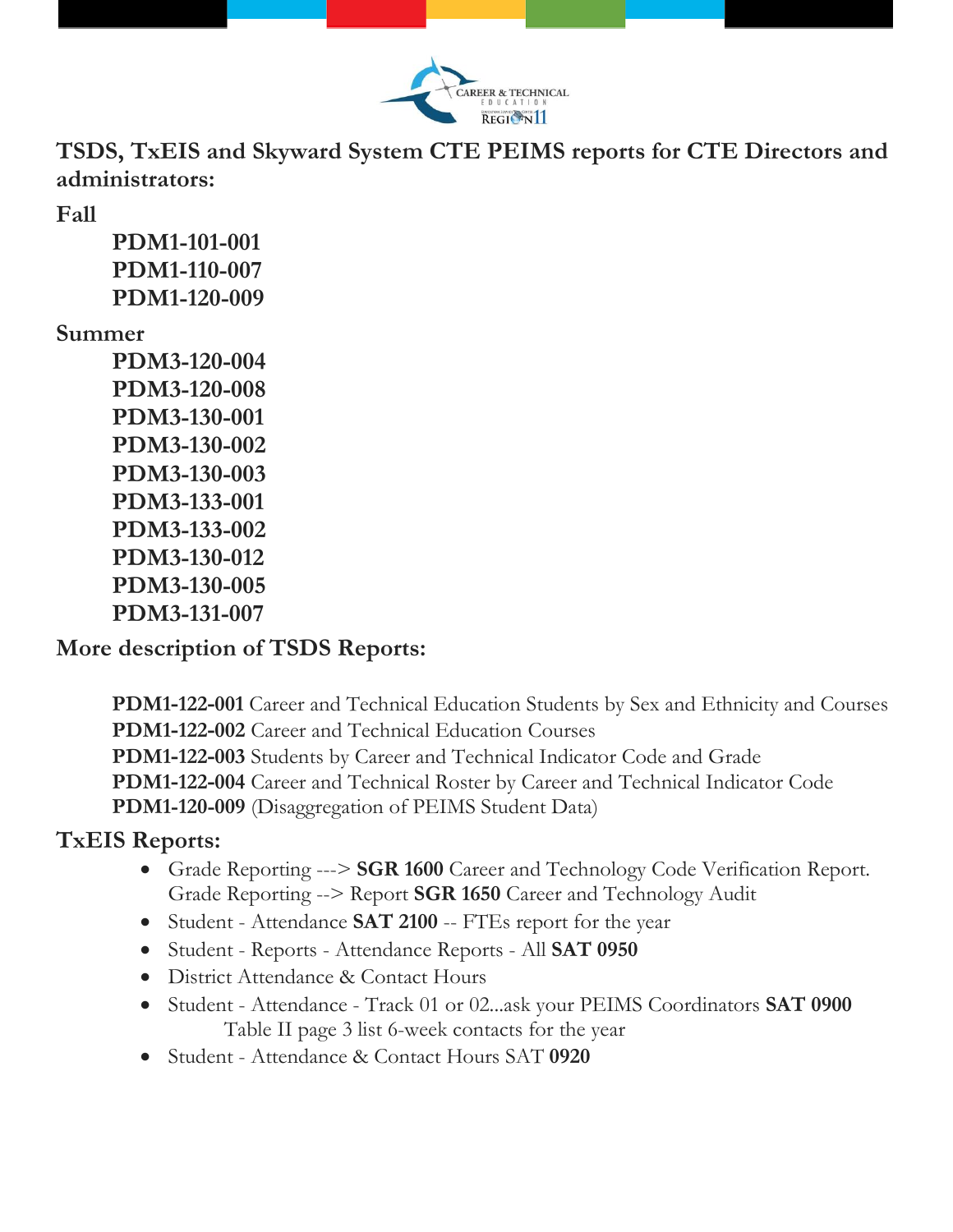# TSDS, TxEIS and Skyward System CTE PEIMS reports for CTE Directors and administrators:

## Fall

**PDM1-101-001**
**PDM1-110-007**
**PDM1-120-009**

## Summer

**PDM3-120-004**
**PDM3-120-008**
**PDM3-130-001**
**PDM3-130-002**
**PDM3-130-003**
**PDM3-133-001**
**PDM3-133-002**
**PDM3-130-012**
**PDM3-130-005**
**PDM3-131-007**

## More description of TSDS Reports:

**PDM1-122-001** Career and Technical Education Students by Sex and Ethnicity and Courses
**PDM1-122-002** Career and Technical Education Courses
**PDM1-122-003** Students by Career and Technical Indicator Code and Grade
**PDM1-122-004** Career and Technical Roster by Career and Technical Indicator Code
**PDM1-120-009** (Disaggregation of PEIMS Student Data)

## TxEIS Reports:

- Grade Reporting ---> **SGR 1600** Career and Technology Code Verification Report. Grade Reporting --> Report **SGR 1650** Career and Technology Audit
- Student - Attendance **SAT 2100** -- FTEs report for the year
- Student - Reports - Attendance Reports - All **SAT 0950**
- District Attendance & Contact Hours
- Student - Attendance - Track 01 or 02...ask your PEIMS Coordinators **SAT 0900** Table II page 3 list 6-week contacts for the year
- Student - Attendance & Contact Hours SAT **0920**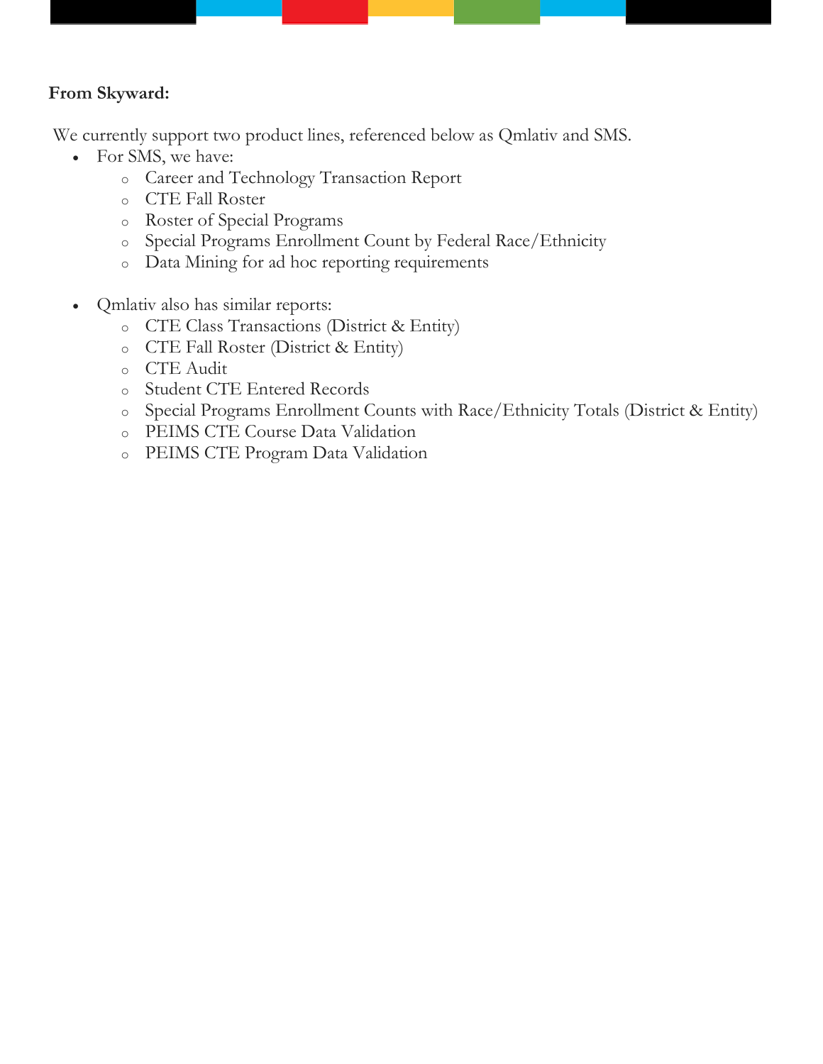**From Skyward:**

We currently support two product lines, referenced below as Qmlativ and SMS.

- For SMS, we have:
  - Career and Technology Transaction Report
  - CTE Fall Roster
  - Roster of Special Programs
  - Special Programs Enrollment Count by Federal Race/Ethnicity
  - Data Mining for ad hoc reporting requirements

- Qmlativ also has similar reports:
  - CTE Class Transactions (District & Entity)
  - CTE Fall Roster (District & Entity)
  - CTE Audit
  - Student CTE Entered Records
  - Special Programs Enrollment Counts with Race/Ethnicity Totals (District & Entity)
  - PEIMS CTE Course Data Validation
  - PEIMS CTE Program Data Validation